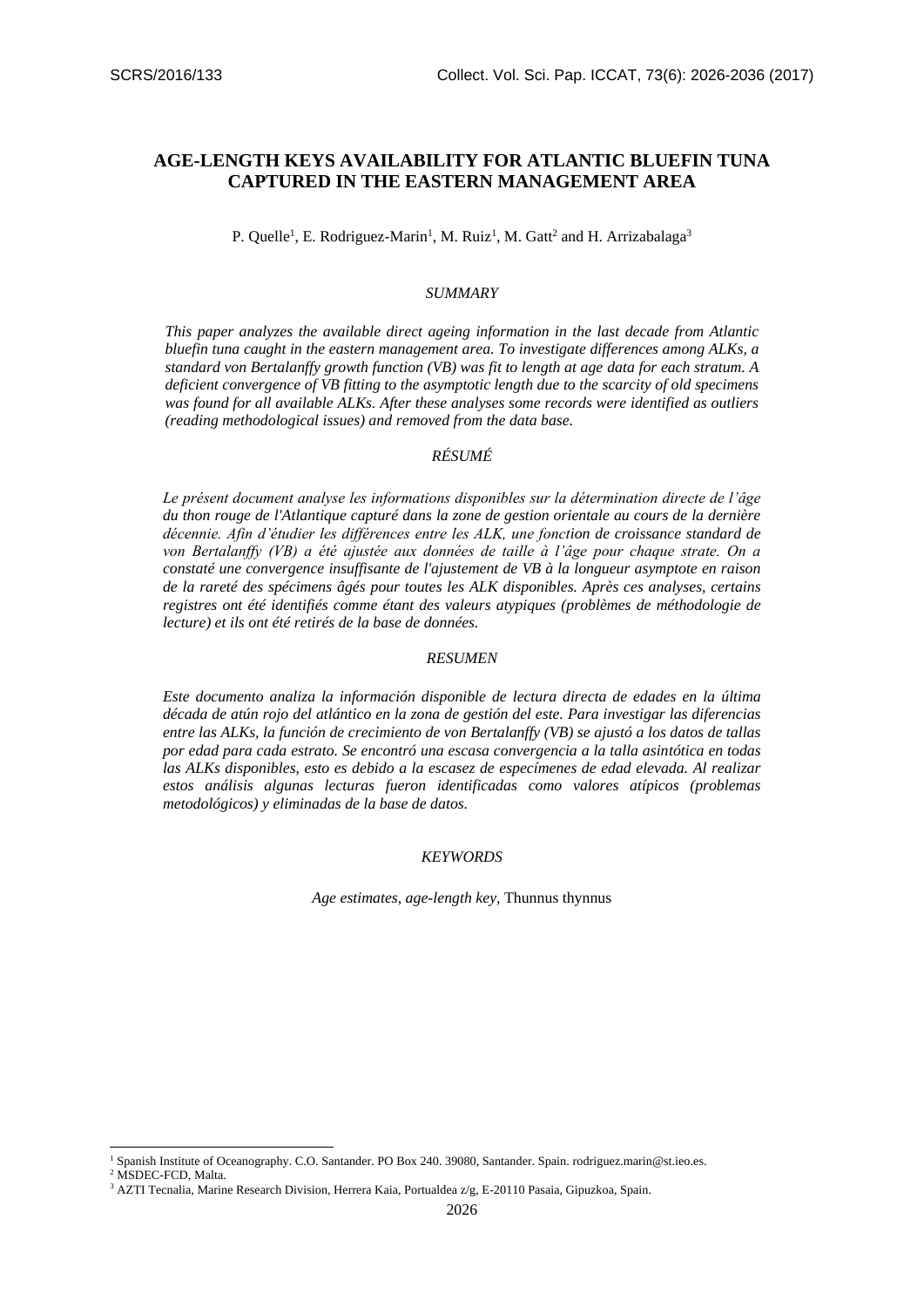# AGE-LENGTH KEYS AVAILABILITY FOR ATLANTIC BLUEFIN TUNA CAPTURED IN THE EASTERN MANAGEMENT AREA

P. Quelle[1], E. Rodriguez-Marin[1], M. Ruiz[1], M. Gatt[2] and H. Arrizabalaga[3]

## *SUMMARY*

*This paper analyzes the available direct ageing information in the last decade from Atlantic bluefin tuna caught in the eastern management area. To investigate differences among ALKs, a standard von Bertalanffy growth function (VB) was fit to length at age data for each stratum. A deficient convergence of VB fitting to the asymptotic length due to the scarcity of old specimens was found for all available ALKs. After these analyses some records were identified as outliers (reading methodological issues) and removed from the data base.*

## *RÉSUMÉ*

*Le présent document analyse les informations disponibles sur la détermination directe de l'âge du thon rouge de l'Atlantique capturé dans la zone de gestion orientale au cours de la dernière décennie. Afin d'étudier les différences entre les ALK, une fonction de croissance standard de von Bertalanffy (VB) a été ajustée aux données de taille à l'âge pour chaque strate. On a constaté une convergence insuffisante de l'ajustement de VB à la longueur asymptote en raison de la rareté des spécimens âgés pour toutes les ALK disponibles. Après ces analyses, certains registres ont été identifiés comme étant des valeurs atypiques (problèmes de méthodologie de lecture) et ils ont été retirés de la base de données.*

## *RESUMEN*

*Este documento analiza la información disponible de lectura directa de edades en la última década de atún rojo del atlántico en la zona de gestión del este. Para investigar las diferencias entre las ALKs, la función de crecimiento de von Bertalanffy (VB) se ajustó a los datos de tallas por edad para cada estrato. Se encontró una escasa convergencia a la talla asintótica en todas las ALKs disponibles, esto es debido a la escasez de especímenes de edad elevada. Al realizar estos análisis algunas lecturas fueron identificadas como valores atípicos (problemas metodológicos) y eliminadas de la base de datos.*

## *KEYWORDS*

*Age estimates, age-length key,* Thunnus thynnus

---

[1] Spanish Institute of Oceanography. C.O. Santander. PO Box 240. 39080, Santander. Spain. rodriguez.marin@st.ieo.es.
[2] MSDEC-FCD, Malta.
[3] AZTI Tecnalia, Marine Research Division, Herrera Kaia, Portualdea z/g, E-20110 Pasaia, Gipuzkoa, Spain.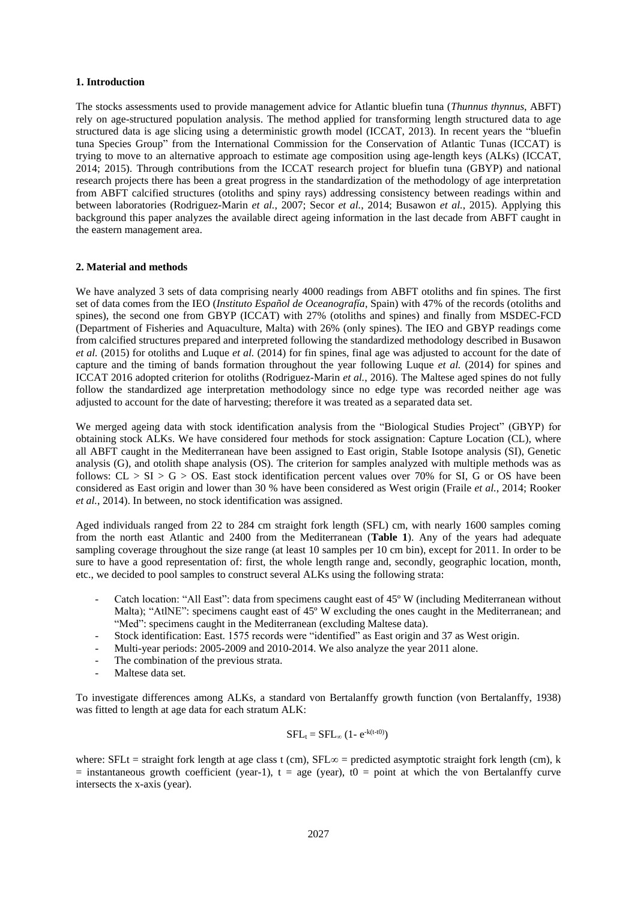## 1. Introduction

The stocks assessments used to provide management advice for Atlantic bluefin tuna (*Thunnus thynnus*, ABFT) rely on age-structured population analysis. The method applied for transforming length structured data to age structured data is age slicing using a deterministic growth model (ICCAT, 2013). In recent years the "bluefin tuna Species Group" from the International Commission for the Conservation of Atlantic Tunas (ICCAT) is trying to move to an alternative approach to estimate age composition using age-length keys (ALKs) (ICCAT, 2014; 2015). Through contributions from the ICCAT research project for bluefin tuna (GBYP) and national research projects there has been a great progress in the standardization of the methodology of age interpretation from ABFT calcified structures (otoliths and spiny rays) addressing consistency between readings within and between laboratories (Rodriguez-Marin *et al.*, 2007; Secor *et al.*, 2014; Busawon *et al.*, 2015). Applying this background this paper analyzes the available direct ageing information in the last decade from ABFT caught in the eastern management area.

## 2. Material and methods

We have analyzed 3 sets of data comprising nearly 4000 readings from ABFT otoliths and fin spines. The first set of data comes from the IEO (*Instituto Español de Oceanografía*, Spain) with 47% of the records (otoliths and spines), the second one from GBYP (ICCAT) with 27% (otoliths and spines) and finally from MSDEC-FCD (Department of Fisheries and Aquaculture, Malta) with 26% (only spines). The IEO and GBYP readings come from calcified structures prepared and interpreted following the standardized methodology described in Busawon *et al.* (2015) for otoliths and Luque *et al.* (2014) for fin spines, final age was adjusted to account for the date of capture and the timing of bands formation throughout the year following Luque *et al.* (2014) for spines and ICCAT 2016 adopted criterion for otoliths (Rodriguez-Marin *et al.*, 2016). The Maltese aged spines do not fully follow the standardized age interpretation methodology since no edge type was recorded neither age was adjusted to account for the date of harvesting; therefore it was treated as a separated data set.

We merged ageing data with stock identification analysis from the "Biological Studies Project" (GBYP) for obtaining stock ALKs. We have considered four methods for stock assignation: Capture Location (CL), where all ABFT caught in the Mediterranean have been assigned to East origin, Stable Isotope analysis (SI), Genetic analysis (G), and otolith shape analysis (OS). The criterion for samples analyzed with multiple methods was as follows: CL > SI > G > OS. East stock identification percent values over 70% for SI, G or OS have been considered as East origin and lower than 30 % have been considered as West origin (Fraile *et al.*, 2014; Rooker *et al.*, 2014). In between, no stock identification was assigned.

Aged individuals ranged from 22 to 284 cm straight fork length (SFL) cm, with nearly 1600 samples coming from the north east Atlantic and 2400 from the Mediterranean (**Table 1**). Any of the years had adequate sampling coverage throughout the size range (at least 10 samples per 10 cm bin), except for 2011. In order to be sure to have a good representation of: first, the whole length range and, secondly, geographic location, month, etc., we decided to pool samples to construct several ALKs using the following strata:

- Catch location: "All East": data from specimens caught east of 45º W (including Mediterranean without Malta); "AtlNE": specimens caught east of 45º W excluding the ones caught in the Mediterranean; and "Med": specimens caught in the Mediterranean (excluding Maltese data).
- Stock identification: East. 1575 records were "identified" as East origin and 37 as West origin.
- Multi-year periods: 2005-2009 and 2010-2014. We also analyze the year 2011 alone.
- The combination of the previous strata.
- Maltese data set.

To investigate differences among ALKs, a standard von Bertalanffy growth function (von Bertalanffy, 1938) was fitted to length at age data for each stratum ALK:

$$SFL_t = SFL_\infty\,(1- e^{-k(t-t0)})$$

where: $SFL_t$ = straight fork length at age class t (cm), $SFL_\infty$ = predicted asymptotic straight fork length (cm), k = instantaneous growth coefficient (year-1), t = age (year), t0 = point at which the von Bertalanffy curve intersects the x-axis (year).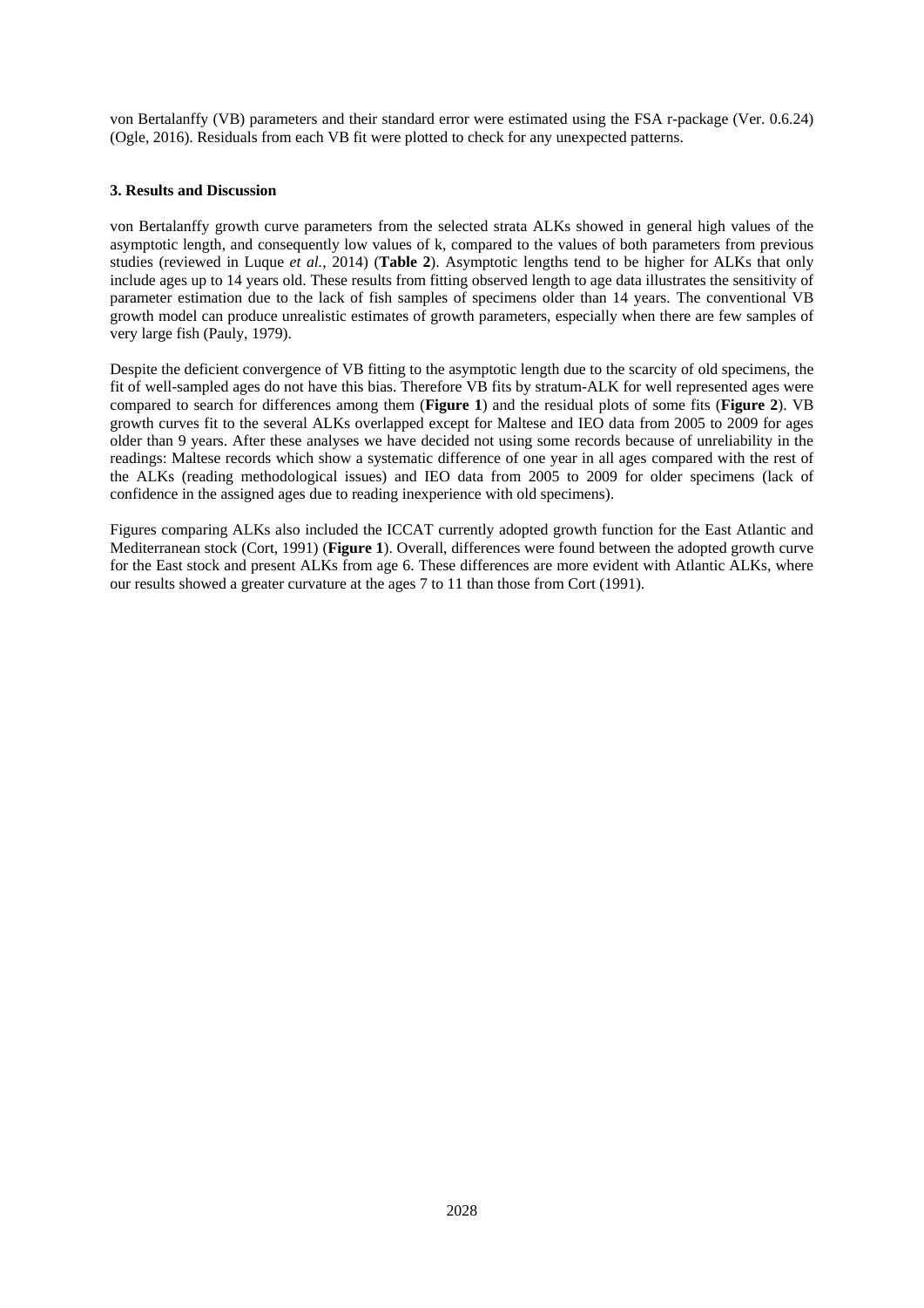von Bertalanffy (VB) parameters and their standard error were estimated using the FSA r-package (Ver. 0.6.24) (Ogle, 2016). Residuals from each VB fit were plotted to check for any unexpected patterns.

## 3. Results and Discussion

von Bertalanffy growth curve parameters from the selected strata ALKs showed in general high values of the asymptotic length, and consequently low values of k, compared to the values of both parameters from previous studies (reviewed in Luque *et al.*, 2014) (**Table 2**). Asymptotic lengths tend to be higher for ALKs that only include ages up to 14 years old. These results from fitting observed length to age data illustrates the sensitivity of parameter estimation due to the lack of fish samples of specimens older than 14 years. The conventional VB growth model can produce unrealistic estimates of growth parameters, especially when there are few samples of very large fish (Pauly, 1979).

Despite the deficient convergence of VB fitting to the asymptotic length due to the scarcity of old specimens, the fit of well-sampled ages do not have this bias. Therefore VB fits by stratum-ALK for well represented ages were compared to search for differences among them (**Figure 1**) and the residual plots of some fits (**Figure 2**). VB growth curves fit to the several ALKs overlapped except for Maltese and IEO data from 2005 to 2009 for ages older than 9 years. After these analyses we have decided not using some records because of unreliability in the readings: Maltese records which show a systematic difference of one year in all ages compared with the rest of the ALKs (reading methodological issues) and IEO data from 2005 to 2009 for older specimens (lack of confidence in the assigned ages due to reading inexperience with old specimens).

Figures comparing ALKs also included the ICCAT currently adopted growth function for the East Atlantic and Mediterranean stock (Cort, 1991) (**Figure 1**). Overall, differences were found between the adopted growth curve for the East stock and present ALKs from age 6. These differences are more evident with Atlantic ALKs, where our results showed a greater curvature at the ages 7 to 11 than those from Cort (1991).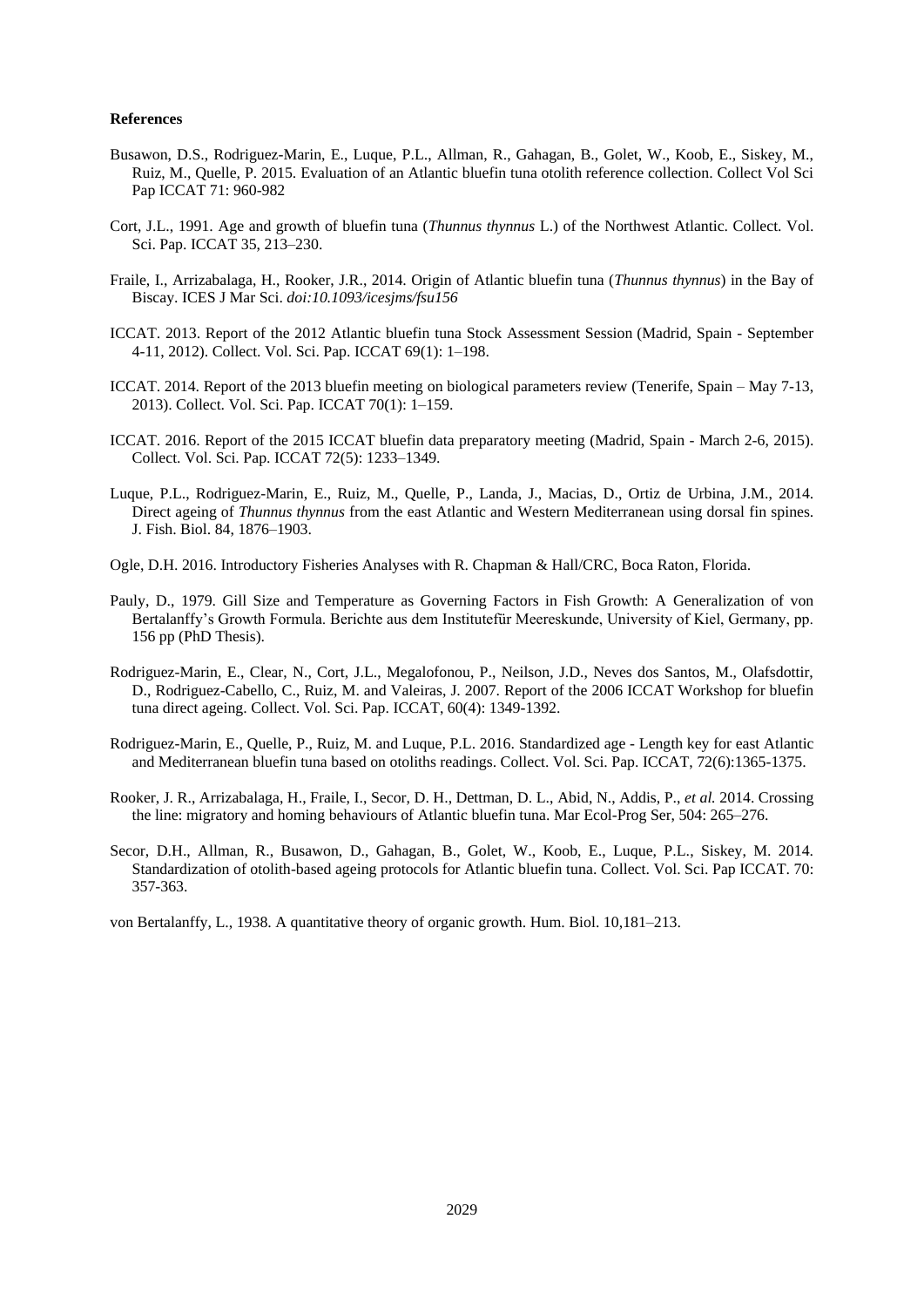**References**

Busawon, D.S., Rodriguez-Marin, E., Luque, P.L., Allman, R., Gahagan, B., Golet, W., Koob, E., Siskey, M., Ruiz, M., Quelle, P. 2015. Evaluation of an Atlantic bluefin tuna otolith reference collection. Collect Vol Sci Pap ICCAT 71: 960-982

Cort, J.L., 1991. Age and growth of bluefin tuna (*Thunnus thynnus* L.) of the Northwest Atlantic. Collect. Vol. Sci. Pap. ICCAT 35, 213–230.

Fraile, I., Arrizabalaga, H., Rooker, J.R., 2014. Origin of Atlantic bluefin tuna (*Thunnus thynnus*) in the Bay of Biscay. ICES J Mar Sci. *doi:10.1093/icesjms/fsu156*

ICCAT. 2013. Report of the 2012 Atlantic bluefin tuna Stock Assessment Session (Madrid, Spain - September 4-11, 2012). Collect. Vol. Sci. Pap. ICCAT 69(1): 1–198.

ICCAT. 2014. Report of the 2013 bluefin meeting on biological parameters review (Tenerife, Spain – May 7-13, 2013). Collect. Vol. Sci. Pap. ICCAT 70(1): 1–159.

ICCAT. 2016. Report of the 2015 ICCAT bluefin data preparatory meeting (Madrid, Spain - March 2-6, 2015). Collect. Vol. Sci. Pap. ICCAT 72(5): 1233–1349.

Luque, P.L., Rodriguez-Marin, E., Ruiz, M., Quelle, P., Landa, J., Macias, D., Ortiz de Urbina, J.M., 2014. Direct ageing of *Thunnus thynnus* from the east Atlantic and Western Mediterranean using dorsal fin spines. J. Fish. Biol. 84, 1876–1903.

Ogle, D.H. 2016. Introductory Fisheries Analyses with R. Chapman & Hall/CRC, Boca Raton, Florida.

Pauly, D., 1979. Gill Size and Temperature as Governing Factors in Fish Growth: A Generalization of von Bertalanffy's Growth Formula. Berichte aus dem Institutefür Meereskunde, University of Kiel, Germany, pp. 156 pp (PhD Thesis).

Rodriguez-Marin, E., Clear, N., Cort, J.L., Megalofonou, P., Neilson, J.D., Neves dos Santos, M., Olafsdottir, D., Rodriguez-Cabello, C., Ruiz, M. and Valeiras, J. 2007. Report of the 2006 ICCAT Workshop for bluefin tuna direct ageing. Collect. Vol. Sci. Pap. ICCAT, 60(4): 1349-1392.

Rodriguez-Marin, E., Quelle, P., Ruiz, M. and Luque, P.L. 2016. Standardized age - Length key for east Atlantic and Mediterranean bluefin tuna based on otoliths readings. Collect. Vol. Sci. Pap. ICCAT, 72(6):1365-1375.

Rooker, J. R., Arrizabalaga, H., Fraile, I., Secor, D. H., Dettman, D. L., Abid, N., Addis, P., *et al.* 2014. Crossing the line: migratory and homing behaviours of Atlantic bluefin tuna. Mar Ecol-Prog Ser, 504: 265–276.

Secor, D.H., Allman, R., Busawon, D., Gahagan, B., Golet, W., Koob, E., Luque, P.L., Siskey, M. 2014. Standardization of otolith-based ageing protocols for Atlantic bluefin tuna. Collect. Vol. Sci. Pap ICCAT. 70: 357-363.

von Bertalanffy, L., 1938. A quantitative theory of organic growth. Hum. Biol. 10,181–213.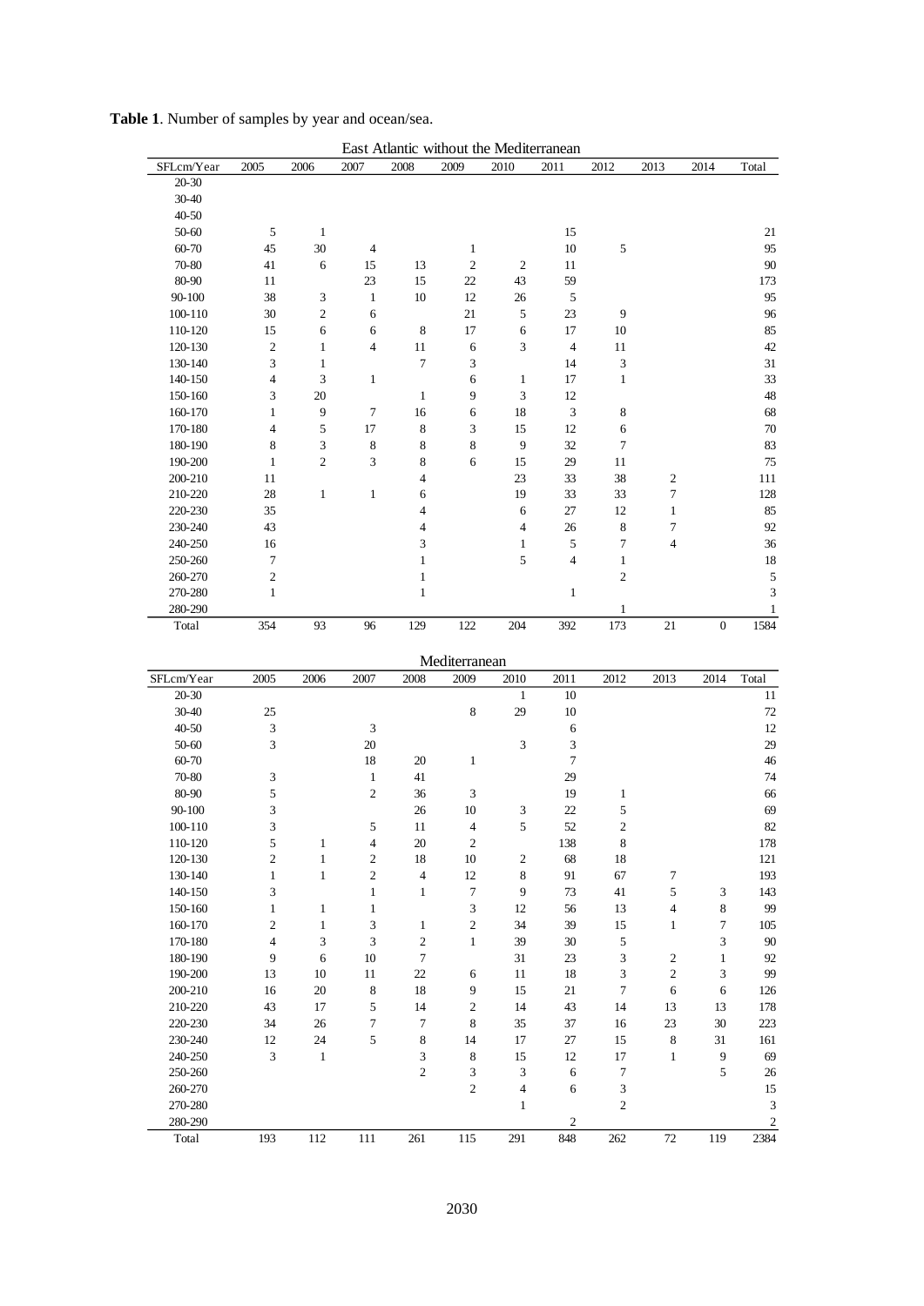**Table 1**. Number of samples by year and ocean/sea.

| East Atlantic without the Mediterranean | | | | | | | | | | | |
|---|---|---|---|---|---|---|---|---|---|---|---|
| SFLcm/Year | 2005 | 2006 | 2007 | 2008 | 2009 | 2010 | 2011 | 2012 | 2013 | 2014 | Total |
| 20-30 | | | | | | | | | | | |
| 30-40 | | | | | | | | | | | |
| 40-50 | | | | | | | | | | | |
| 50-60 | 5 | 1 | | | | | 15 | | | | 21 |
| 60-70 | 45 | 30 | 4 | | 1 | | 10 | 5 | | | 95 |
| 70-80 | 41 | 6 | 15 | 13 | 2 | 2 | 11 | | | | 90 |
| 80-90 | 11 | | 23 | 15 | 22 | 43 | 59 | | | | 173 |
| 90-100 | 38 | 3 | 1 | 10 | 12 | 26 | 5 | | | | 95 |
| 100-110 | 30 | 2 | 6 | | 21 | 5 | 23 | 9 | | | 96 |
| 110-120 | 15 | 6 | 6 | 8 | 17 | 6 | 17 | 10 | | | 85 |
| 120-130 | 2 | 1 | 4 | 11 | 6 | 3 | 4 | 11 | | | 42 |
| 130-140 | 3 | 1 | | 7 | 3 | | 14 | 3 | | | 31 |
| 140-150 | 4 | 3 | 1 | | 6 | 1 | 17 | 1 | | | 33 |
| 150-160 | 3 | 20 | | 1 | 9 | 3 | 12 | | | | 48 |
| 160-170 | 1 | 9 | 7 | 16 | 6 | 18 | 3 | 8 | | | 68 |
| 170-180 | 4 | 5 | 17 | 8 | 3 | 15 | 12 | 6 | | | 70 |
| 180-190 | 8 | 3 | 8 | 8 | 8 | 9 | 32 | 7 | | | 83 |
| 190-200 | 1 | 2 | 3 | 8 | 6 | 15 | 29 | 11 | | | 75 |
| 200-210 | 11 | | | 4 | | 23 | 33 | 38 | 2 | | 111 |
| 210-220 | 28 | 1 | 1 | 6 | | 19 | 33 | 33 | 7 | | 128 |
| 220-230 | 35 | | | 4 | | 6 | 27 | 12 | 1 | | 85 |
| 230-240 | 43 | | | 4 | | 4 | 26 | 8 | 7 | | 92 |
| 240-250 | 16 | | | 3 | | 1 | 5 | 7 | 4 | | 36 |
| 250-260 | 7 | | | 1 | | 5 | 4 | 1 | | | 18 |
| 260-270 | 2 | | | 1 | | | | 2 | | | 5 |
| 270-280 | 1 | | | 1 | | | 1 | | | | 3 |
| 280-290 | | | | | | | | 1 | | | 1 |
| Total | 354 | 93 | 96 | 129 | 122 | 204 | 392 | 173 | 21 | 0 | 1584 |

| Mediterranean | | | | | | | | | | | |
|---|---|---|---|---|---|---|---|---|---|---|---|
| SFLcm/Year | 2005 | 2006 | 2007 | 2008 | 2009 | 2010 | 2011 | 2012 | 2013 | 2014 | Total |
| 20-30 | | | | | | 1 | 10 | | | | 11 |
| 30-40 | 25 | | | | 8 | 29 | 10 | | | | 72 |
| 40-50 | 3 | | 3 | | | | 6 | | | | 12 |
| 50-60 | 3 | | 20 | | | 3 | 3 | | | | 29 |
| 60-70 | | | 18 | 20 | 1 | | 7 | | | | 46 |
| 70-80 | 3 | | 1 | 41 | | | 29 | | | | 74 |
| 80-90 | 5 | | 2 | 36 | 3 | | 19 | 1 | | | 66 |
| 90-100 | 3 | | | 26 | 10 | 3 | 22 | 5 | | | 69 |
| 100-110 | 3 | | 5 | 11 | 4 | 5 | 52 | 2 | | | 82 |
| 110-120 | 5 | 1 | 4 | 20 | 2 | | 138 | 8 | | | 178 |
| 120-130 | 2 | 1 | 2 | 18 | 10 | 2 | 68 | 18 | | | 121 |
| 130-140 | 1 | 1 | 2 | 4 | 12 | 8 | 91 | 67 | 7 | | 193 |
| 140-150 | 3 | | 1 | 1 | 7 | 9 | 73 | 41 | 5 | 3 | 143 |
| 150-160 | 1 | 1 | 1 | | 3 | 12 | 56 | 13 | 4 | 8 | 99 |
| 160-170 | 2 | 1 | 3 | 1 | 2 | 34 | 39 | 15 | 1 | 7 | 105 |
| 170-180 | 4 | 3 | 3 | 2 | 1 | 39 | 30 | 5 | | 3 | 90 |
| 180-190 | 9 | 6 | 10 | 7 | | 31 | 23 | 3 | 2 | 1 | 92 |
| 190-200 | 13 | 10 | 11 | 22 | 6 | 11 | 18 | 3 | 2 | 3 | 99 |
| 200-210 | 16 | 20 | 8 | 18 | 9 | 15 | 21 | 7 | 6 | 6 | 126 |
| 210-220 | 43 | 17 | 5 | 14 | 2 | 14 | 43 | 14 | 13 | 13 | 178 |
| 220-230 | 34 | 26 | 7 | 7 | 8 | 35 | 37 | 16 | 23 | 30 | 223 |
| 230-240 | 12 | 24 | 5 | 8 | 14 | 17 | 27 | 15 | 8 | 31 | 161 |
| 240-250 | 3 | 1 | | 3 | 8 | 15 | 12 | 17 | 1 | 9 | 69 |
| 250-260 | | | | 2 | 3 | 3 | 6 | 7 | | 5 | 26 |
| 260-270 | | | | | 2 | 4 | 6 | 3 | | | 15 |
| 270-280 | | | | | | 1 | | 2 | | | 3 |
| 280-290 | | | | | | | 2 | | | | 2 |
| Total | 193 | 112 | 111 | 261 | 115 | 291 | 848 | 262 | 72 | 119 | 2384 |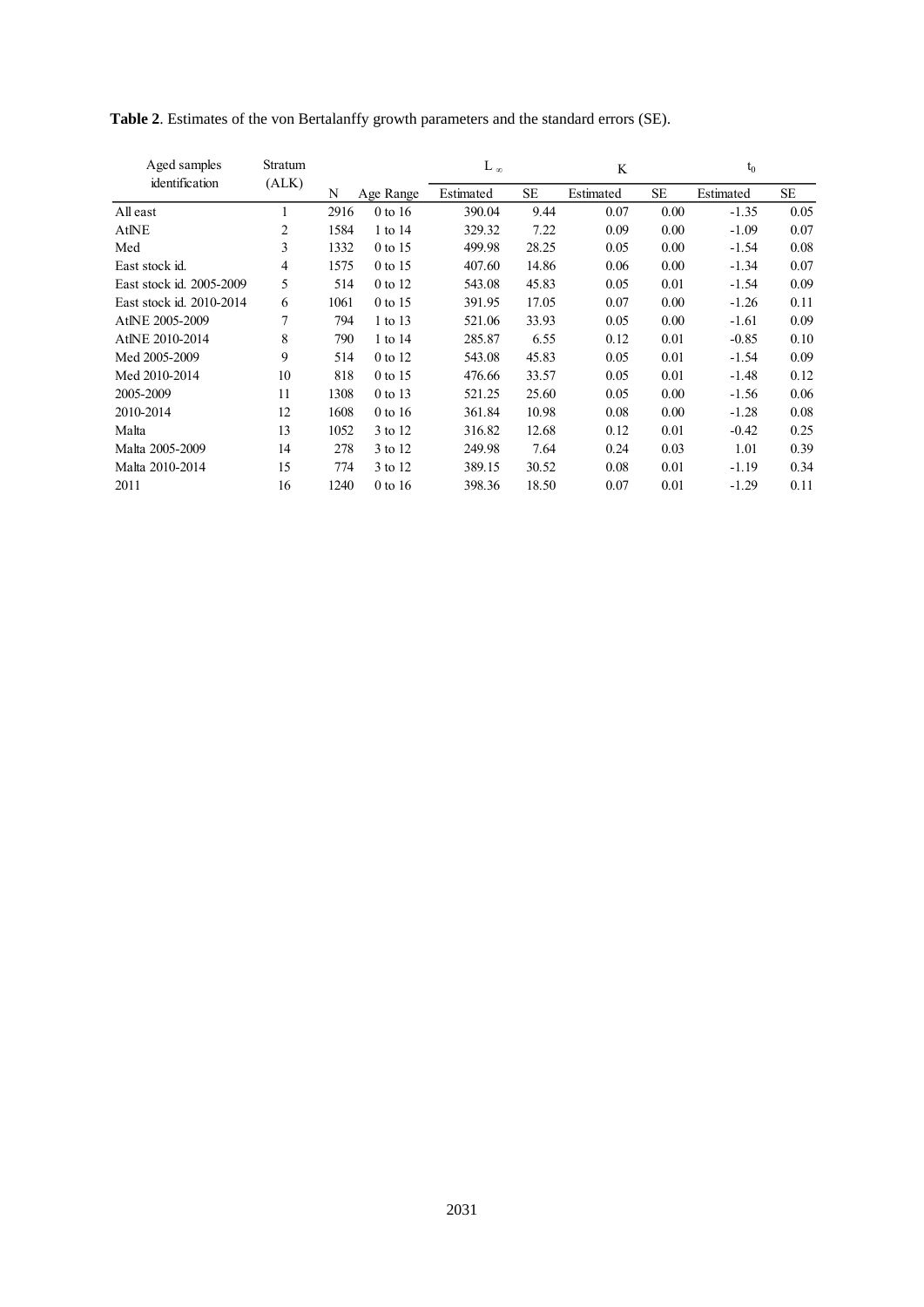**Table 2**. Estimates of the von Bertalanffy growth parameters and the standard errors (SE).

| Aged samples identification | Stratum (ALK) | N | Age Range | $L_\infty$ Estimated | $L_\infty$ SE | K Estimated | K SE | $t_0$ Estimated | $t_0$ SE |
|---|---|---|---|---|---|---|---|---|---|
| All east | 1 | 2916 | 0 to 16 | 390.04 | 9.44 | 0.07 | 0.00 | -1.35 | 0.05 |
| AtlNE | 2 | 1584 | 1 to 14 | 329.32 | 7.22 | 0.09 | 0.00 | -1.09 | 0.07 |
| Med | 3 | 1332 | 0 to 15 | 499.98 | 28.25 | 0.05 | 0.00 | -1.54 | 0.08 |
| East stock id. | 4 | 1575 | 0 to 15 | 407.60 | 14.86 | 0.06 | 0.00 | -1.34 | 0.07 |
| East stock id. 2005-2009 | 5 | 514 | 0 to 12 | 543.08 | 45.83 | 0.05 | 0.01 | -1.54 | 0.09 |
| East stock id. 2010-2014 | 6 | 1061 | 0 to 15 | 391.95 | 17.05 | 0.07 | 0.00 | -1.26 | 0.11 |
| AtlNE 2005-2009 | 7 | 794 | 1 to 13 | 521.06 | 33.93 | 0.05 | 0.00 | -1.61 | 0.09 |
| AtlNE 2010-2014 | 8 | 790 | 1 to 14 | 285.87 | 6.55 | 0.12 | 0.01 | -0.85 | 0.10 |
| Med 2005-2009 | 9 | 514 | 0 to 12 | 543.08 | 45.83 | 0.05 | 0.01 | -1.54 | 0.09 |
| Med 2010-2014 | 10 | 818 | 0 to 15 | 476.66 | 33.57 | 0.05 | 0.01 | -1.48 | 0.12 |
| 2005-2009 | 11 | 1308 | 0 to 13 | 521.25 | 25.60 | 0.05 | 0.00 | -1.56 | 0.06 |
| 2010-2014 | 12 | 1608 | 0 to 16 | 361.84 | 10.98 | 0.08 | 0.00 | -1.28 | 0.08 |
| Malta | 13 | 1052 | 3 to 12 | 316.82 | 12.68 | 0.12 | 0.01 | -0.42 | 0.25 |
| Malta 2005-2009 | 14 | 278 | 3 to 12 | 249.98 | 7.64 | 0.24 | 0.03 | 1.01 | 0.39 |
| Malta 2010-2014 | 15 | 774 | 3 to 12 | 389.15 | 30.52 | 0.08 | 0.01 | -1.19 | 0.34 |
| 2011 | 16 | 1240 | 0 to 16 | 398.36 | 18.50 | 0.07 | 0.01 | -1.29 | 0.11 |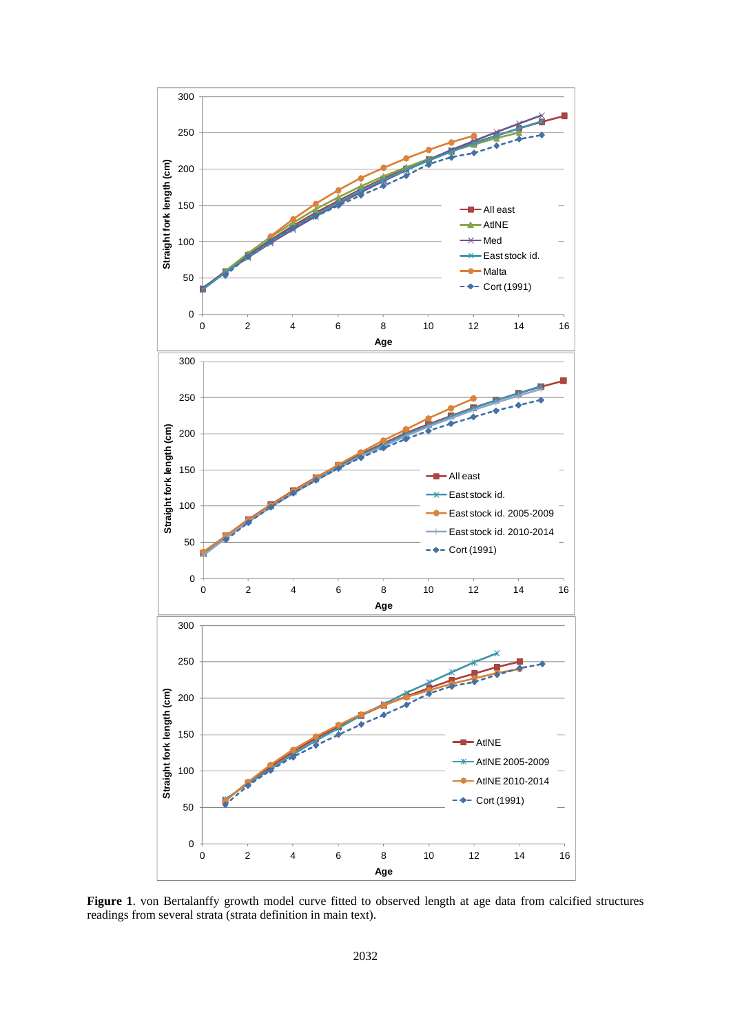**Figure 1**. von Bertalanffy growth model curve fitted to observed length at age data from calcified structures readings from several strata (strata definition in main text).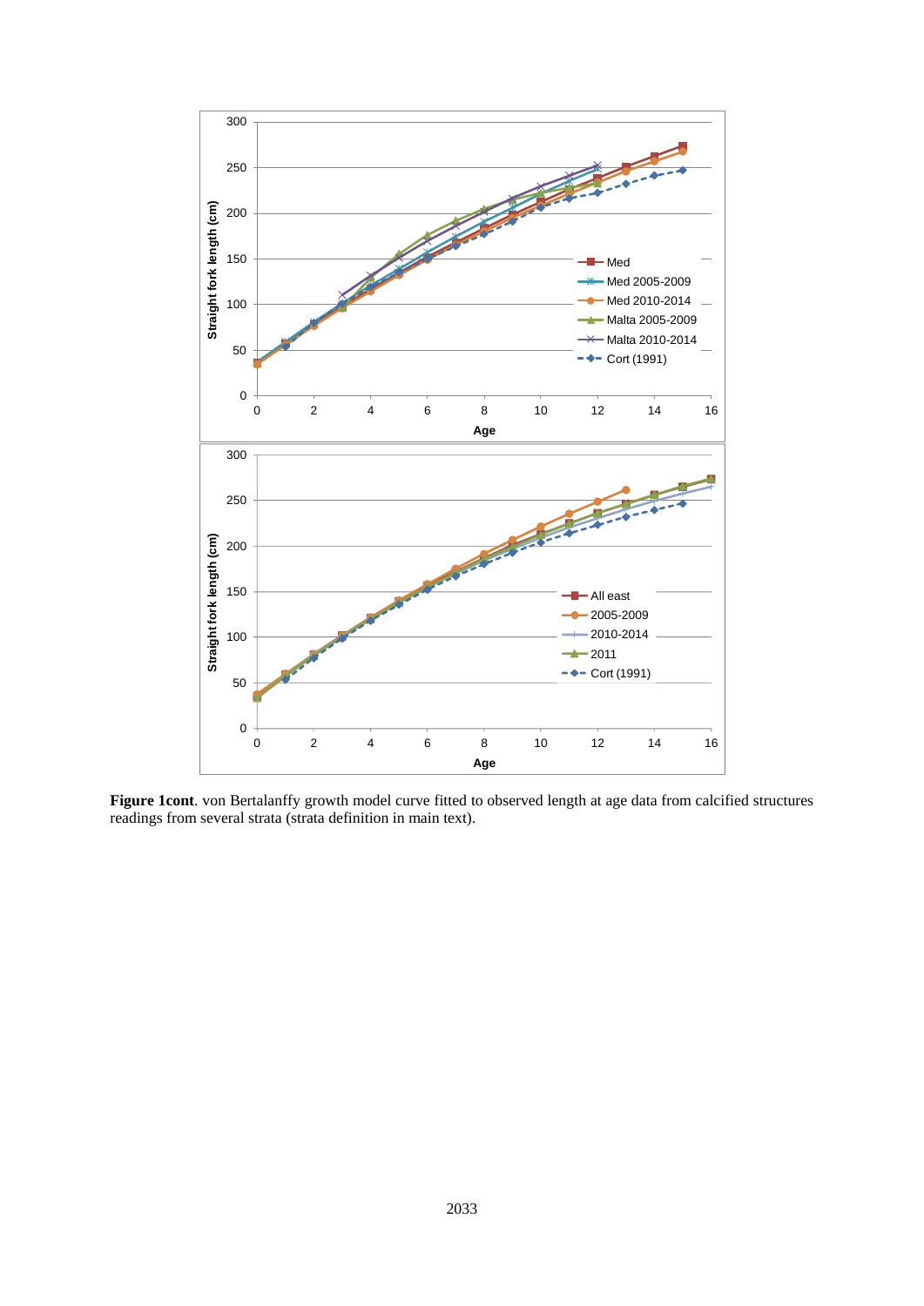**Figure 1cont**. von Bertalanffy growth model curve fitted to observed length at age data from calcified structures readings from several strata (strata definition in main text).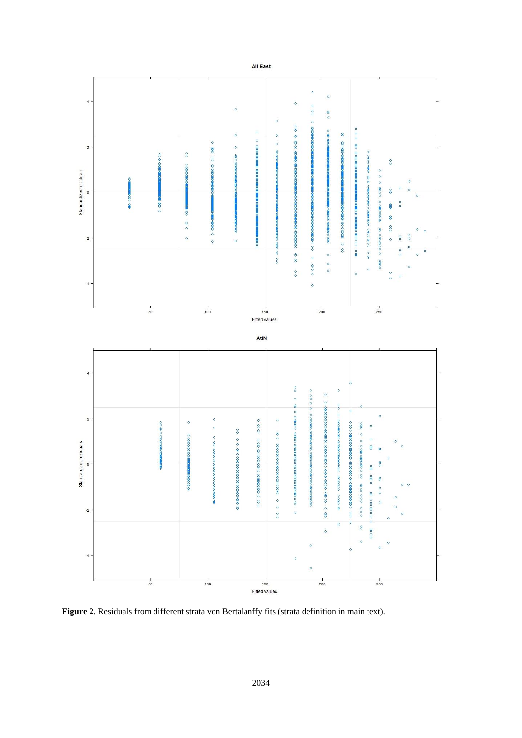**Figure 2**. Residuals from different strata von Bertalanffy fits (strata definition in main text).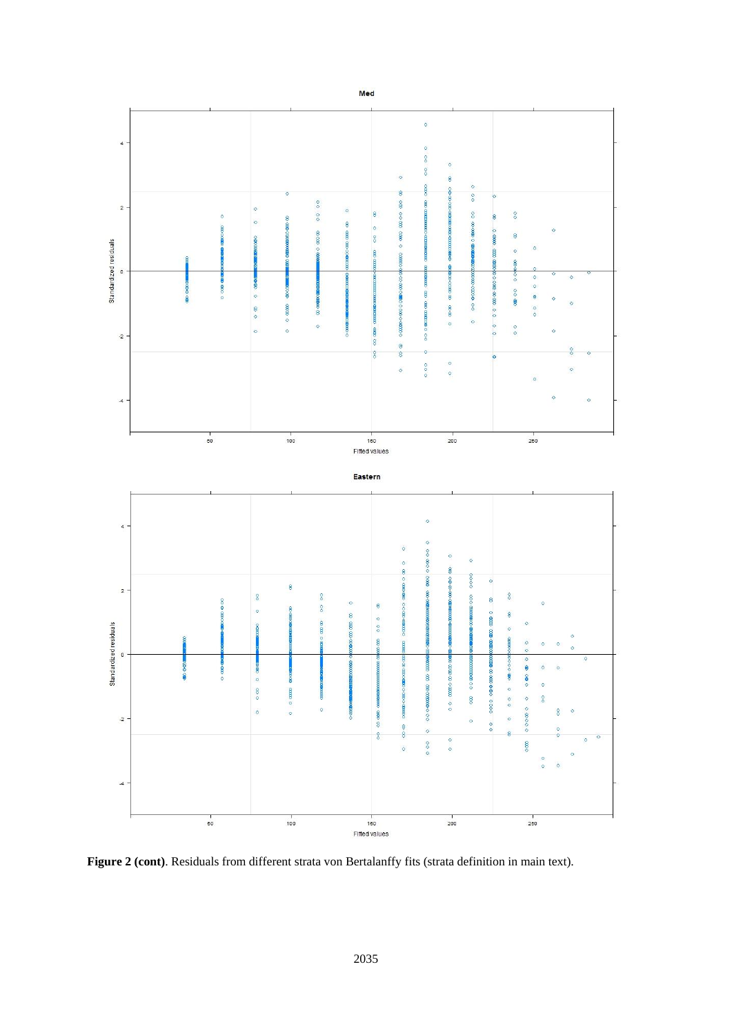**Figure 2 (cont)**. Residuals from different strata von Bertalanffy fits (strata definition in main text).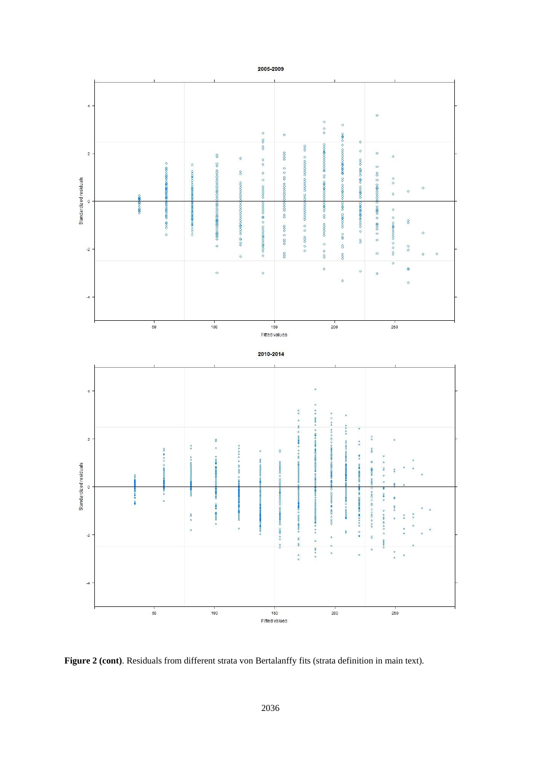2005-2009

4
2
0
-2
-4

Standardized residuals

50
100
150
200
250

Fitted values

2010-2014

4
2
0
-2
-4

Standardized residuals

50
100
150
200
250

Fitted values

**Figure 2 (cont)**. Residuals from different strata von Bertalanffy fits (strata definition in main text).